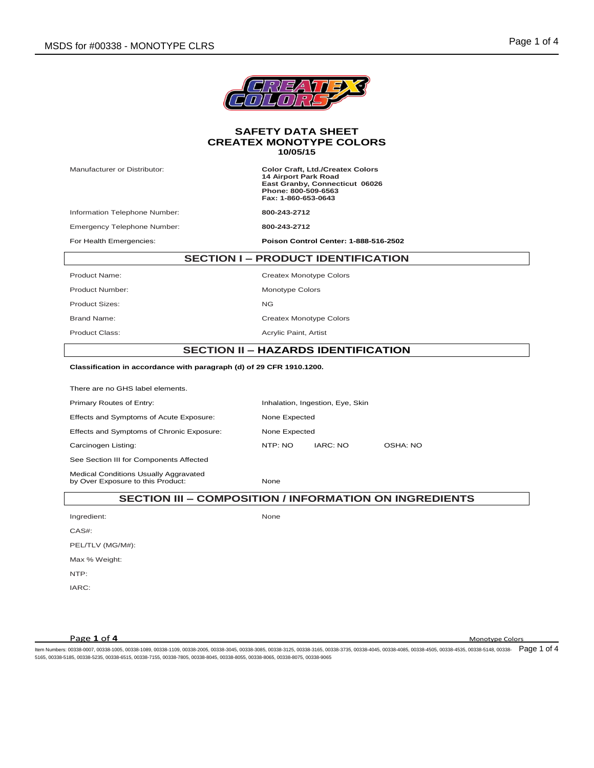# SAFETY DATA SHEET
# CREATEX MONOTYPE COLORS
**10/05/15**

| | |
|---|---|
| Manufacturer or Distributor: | **Color Craft, Ltd./Createx Colors**<br>**14 Airport Park Road**<br>**East Granby, Connecticut 06026**<br>**Phone: 800-509-6563**<br>**Fax: 1-860-653-0643** |
| Information Telephone Number: | **800-243-2712** |
| Emergency Telephone Number: | **800-243-2712** |
| For Health Emergencies: | **Poison Control Center: 1-888-516-2502** |

## SECTION I – PRODUCT IDENTIFICATION

| | |
|---|---|
| Product Name: | Createx Monotype Colors |
| Product Number: | Monotype Colors |
| Product Sizes: | NG |
| Brand Name: | Createx Monotype Colors |
| Product Class: | Acrylic Paint, Artist |

## SECTION II – HAZARDS IDENTIFICATION

**Classification in accordance with paragraph (d) of 29 CFR 1910.1200.**

There are no GHS label elements.

| | | | |
|---|---|---|---|
| Primary Routes of Entry: | Inhalation, Ingestion, Eye, Skin | | |
| Effects and Symptoms of Acute Exposure: | None Expected | | |
| Effects and Symptoms of Chronic Exposure: | None Expected | | |
| Carcinogen Listing: | NTP: NO | IARC: NO | OSHA: NO |

See Section III for Components Affected

| | |
|---|---|
| Medical Conditions Usually Aggravated by Over Exposure to this Product: | None |

## SECTION III – COMPOSITION / INFORMATION ON INGREDIENTS

| | |
|---|---|
| Ingredient: | None |
| CAS#: | |
| PEL/TLV (MG/M#): | |
| Max % Weight: | |
| NTP: | |
| IARC: | |

Item Numbers: 00338-0007, 00338-1005, 00338-1089, 00338-1109, 00338-2005, 00338-3045, 00338-3085, 00338-3125, 00338-3165, 00338-3735, 00338-4045, 00338-4085, 00338-4505, 00338-4535, 00338-5148, 00338-5165, 00338-5185, 00338-5235, 00338-6515, 00338-7155, 00338-7805, 00338-8045, 00338-8055, 00338-8065, 00338-8075, 00338-9065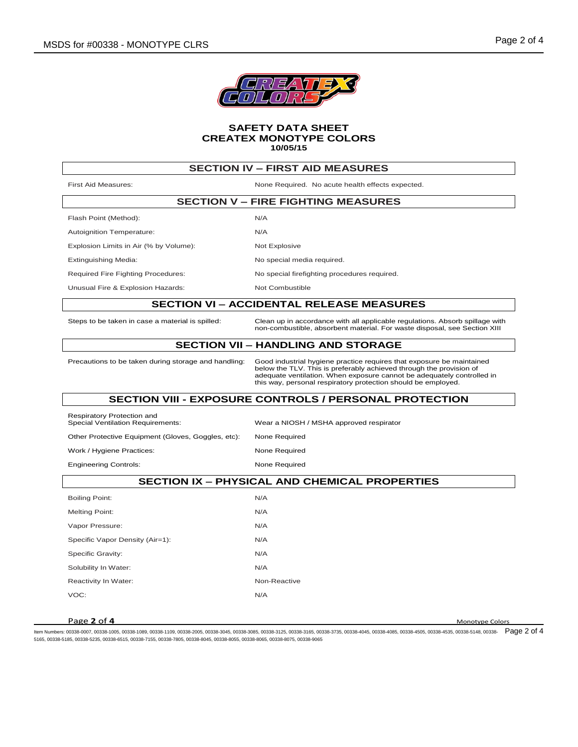**SAFETY DATA SHEET**
**CREATEX MONOTYPE COLORS**
**10/05/15**

## SECTION IV – FIRST AID MEASURES

| | |
|---|---|
| First Aid Measures: | None Required. No acute health effects expected. |

## SECTION V – FIRE FIGHTING MEASURES

| | |
|---|---|
| Flash Point (Method): | N/A |
| Autoignition Temperature: | N/A |
| Explosion Limits in Air (% by Volume): | Not Explosive |
| Extinguishing Media: | No special media required. |
| Required Fire Fighting Procedures: | No special firefighting procedures required. |
| Unusual Fire & Explosion Hazards: | Not Combustible |

## SECTION VI – ACCIDENTAL RELEASE MEASURES

| | |
|---|---|
| Steps to be taken in case a material is spilled: | Clean up in accordance with all applicable regulations. Absorb spillage with non-combustible, absorbent material. For waste disposal, see Section XIII |

## SECTION VII – HANDLING AND STORAGE

| | |
|---|---|
| Precautions to be taken during storage and handling: | Good industrial hygiene practice requires that exposure be maintained below the TLV. This is preferably achieved through the provision of adequate ventilation. When exposure cannot be adequately controlled in this way, personal respiratory protection should be employed. |

## SECTION VIII - EXPOSURE CONTROLS / PERSONAL PROTECTION

| | |
|---|---|
| Respiratory Protection and Special Ventilation Requirements: | Wear a NIOSH / MSHA approved respirator |
| Other Protective Equipment (Gloves, Goggles, etc): | None Required |
| Work / Hygiene Practices: | None Required |
| Engineering Controls: | None Required |

## SECTION IX – PHYSICAL AND CHEMICAL PROPERTIES

| | |
|---|---|
| Boiling Point: | N/A |
| Melting Point: | N/A |
| Vapor Pressure: | N/A |
| Specific Vapor Density (Air=1): | N/A |
| Specific Gravity: | N/A |
| Solubility In Water: | N/A |
| Reactivity In Water: | Non-Reactive |
| VOC: | N/A |

Item Numbers: 00338-0007, 00338-1005, 00338-1089, 00338-1109, 00338-2005, 00338-3045, 00338-3085, 00338-3125, 00338-3165, 00338-3735, 00338-4045, 00338-4085, 00338-4505, 00338-4535, 00338-5148, 00338-5165, 00338-5185, 00338-5235, 00338-6515, 00338-7155, 00338-7805, 00338-8045, 00338-8055, 00338-8065, 00338-8075, 00338-9065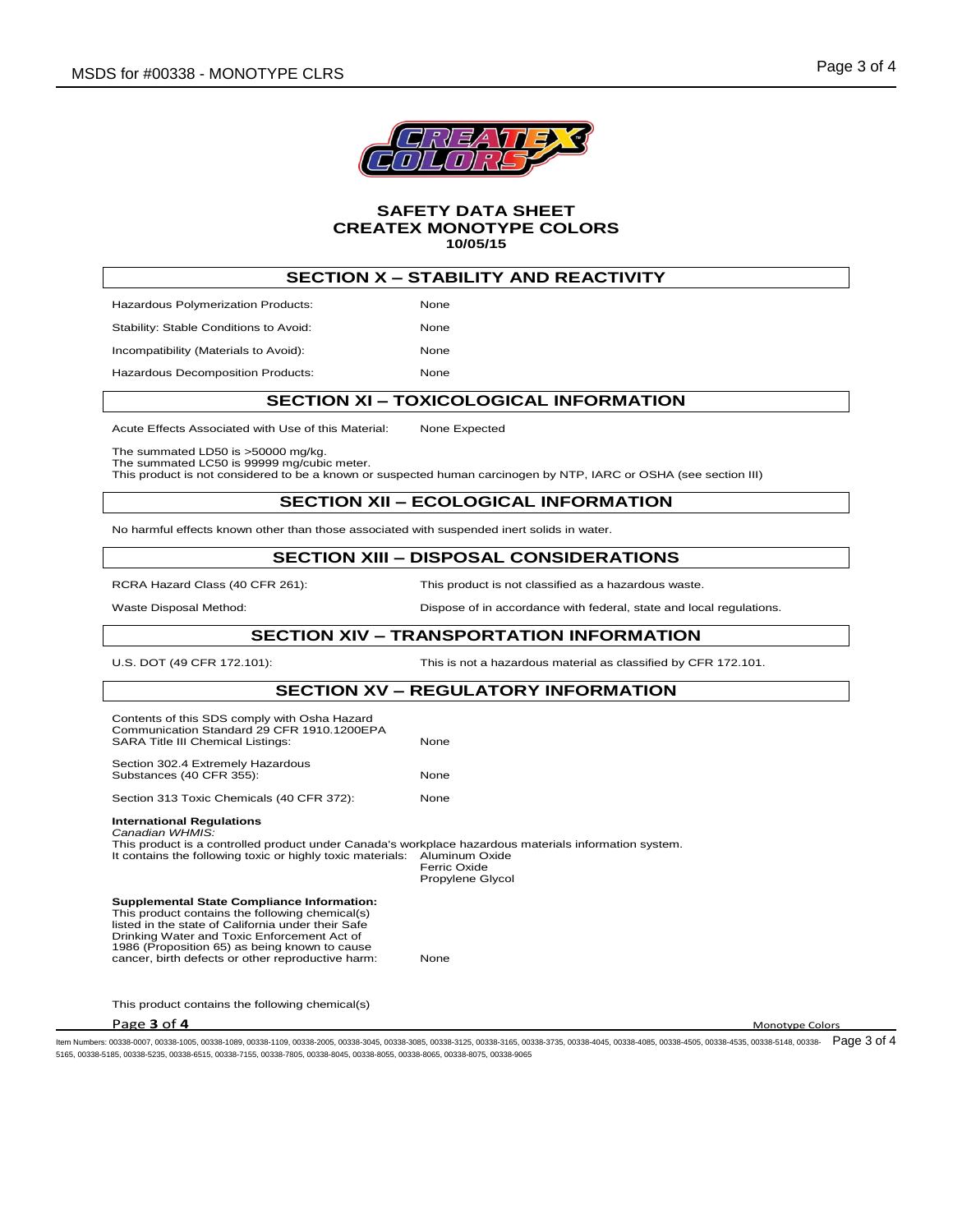**SAFETY DATA SHEET**
**CREATEX MONOTYPE COLORS**
**10/05/15**

## SECTION X – STABILITY AND REACTIVITY

| | |
|---|---|
| Hazardous Polymerization Products: | None |
| Stability: Stable Conditions to Avoid: | None |
| Incompatibility (Materials to Avoid): | None |
| Hazardous Decomposition Products: | None |

## SECTION XI – TOXICOLOGICAL INFORMATION

Acute Effects Associated with Use of this Material: None Expected

The summated LD50 is >50000 mg/kg.
The summated LC50 is 99999 mg/cubic meter.
This product is not considered to be a known or suspected human carcinogen by NTP, IARC or OSHA (see section III)

## SECTION XII – ECOLOGICAL INFORMATION

No harmful effects known other than those associated with suspended inert solids in water.

## SECTION XIII – DISPOSAL CONSIDERATIONS

| | |
|---|---|
| RCRA Hazard Class (40 CFR 261): | This product is not classified as a hazardous waste. |
| Waste Disposal Method: | Dispose of in accordance with federal, state and local regulations. |

## SECTION XIV – TRANSPORTATION INFORMATION

| | |
|---|---|
| U.S. DOT (49 CFR 172.101): | This is not a hazardous material as classified by CFR 172.101. |

## SECTION XV – REGULATORY INFORMATION

| | |
|---|---|
| Contents of this SDS comply with Osha Hazard Communication Standard 29 CFR 1910.1200EPA SARA Title III Chemical Listings: | None |
| Section 302.4 Extremely Hazardous Substances (40 CFR 355): | None |
| Section 313 Toxic Chemicals (40 CFR 372): | None |

**International Regulations**
*Canadian WHMIS:*
This product is a controlled product under Canada's workplace hazardous materials information system.
It contains the following toxic or highly toxic materials: Aluminum Oxide
Ferric Oxide
Propylene Glycol

**Supplemental State Compliance Information:**
This product contains the following chemical(s) listed in the state of California under their Safe Drinking Water and Toxic Enforcement Act of 1986 (Proposition 65) as being known to cause cancer, birth defects or other reproductive harm: None

This product contains the following chemical(s)

Item Numbers: 00338-0007, 00338-1005, 00338-1089, 00338-1109, 00338-2005, 00338-3045, 00338-3085, 00338-3125, 00338-3165, 00338-3735, 00338-4045, 00338-4085, 00338-4505, 00338-4535, 00338-5148, 00338-5165, 00338-5185, 00338-5235, 00338-6515, 00338-7155, 00338-7805, 00338-8045, 00338-8055, 00338-8065, 00338-8075, 00338-9065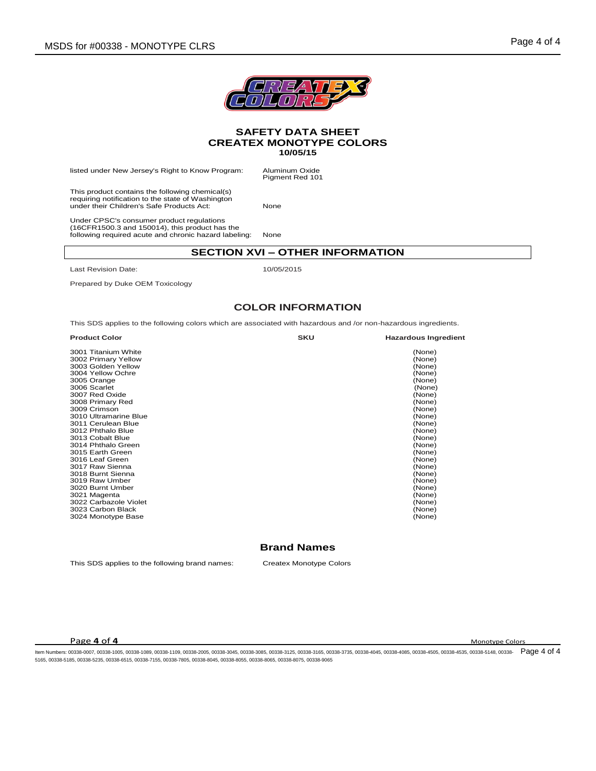## SAFETY DATA SHEET
## CREATEX MONOTYPE COLORS
**10/05/15**

| | |
|---|---|
| listed under New Jersey's Right to Know Program: | Aluminum Oxide<br>Pigment Red 101 |
| This product contains the following chemical(s) requiring notification to the state of Washington under their Children's Safe Products Act: | None |
| Under CPSC's consumer product regulations (16CFR1500.3 and 150014), this product has the following required acute and chronic hazard labeling: | None |

## SECTION XVI – OTHER INFORMATION

Last Revision Date: 10/05/2015

Prepared by Duke OEM Toxicology

## COLOR INFORMATION

This SDS applies to the following colors which are associated with hazardous and /or non-hazardous ingredients.

| Product Color | SKU | Hazardous Ingredient |
|---|---|---|
| 3001 Titanium White | | (None) |
| 3002 Primary Yellow | | (None) |
| 3003 Golden Yellow | | (None) |
| 3004 Yellow Ochre | | (None) |
| 3005 Orange | | (None) |
| 3006 Scarlet | | (None) |
| 3007 Red Oxide | | (None) |
| 3008 Primary Red | | (None) |
| 3009 Crimson | | (None) |
| 3010 Ultramarine Blue | | (None) |
| 3011 Cerulean Blue | | (None) |
| 3012 Phthalo Blue | | (None) |
| 3013 Cobalt Blue | | (None) |
| 3014 Phthalo Green | | (None) |
| 3015 Earth Green | | (None) |
| 3016 Leaf Green | | (None) |
| 3017 Raw Sienna | | (None) |
| 3018 Burnt Sienna | | (None) |
| 3019 Raw Umber | | (None) |
| 3020 Burnt Umber | | (None) |
| 3021 Magenta | | (None) |
| 3022 Carbazole Violet | | (None) |
| 3023 Carbon Black | | (None) |
| 3024 Monotype Base | | (None) |

## Brand Names

This SDS applies to the following brand names: Createx Monotype Colors

Item Numbers: 00338-0007, 00338-1005, 00338-1089, 00338-1109, 00338-2005, 00338-3045, 00338-3085, 00338-3125, 00338-3165, 00338-3735, 00338-4045, 00338-4085, 00338-4505, 00338-4535, 00338-5148, 00338-5165, 00338-5185, 00338-5235, 00338-6515, 00338-7155, 00338-7805, 00338-8045, 00338-8055, 00338-8065, 00338-8075, 00338-9065